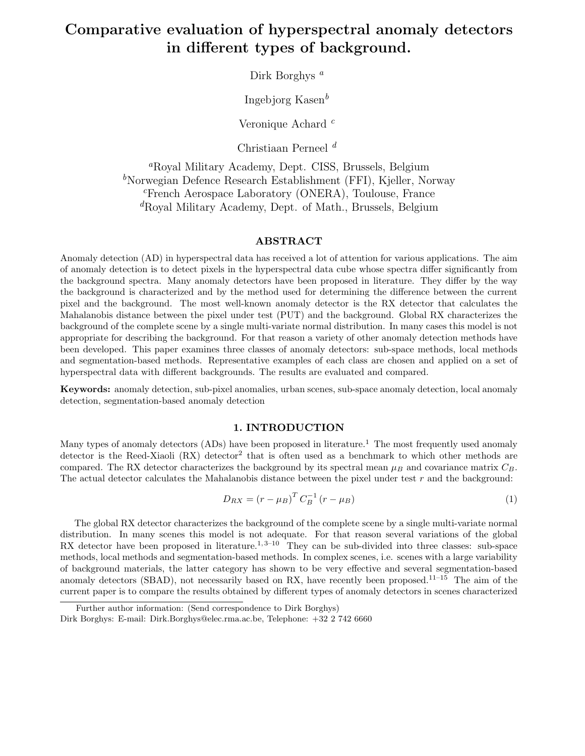# Comparative evaluation of hyperspectral anomaly detectors in different types of background.

Dirk Borghys [a]

Ingebjorg Kasen[b]

Veronique Achard [c]

Christiaan Perneel [d]

[a]Royal Military Academy, Dept. CISS, Brussels, Belgium
[b]Norwegian Defence Research Establishment (FFI), Kjeller, Norway
[c]French Aerospace Laboratory (ONERA), Toulouse, France
[d]Royal Military Academy, Dept. of Math., Brussels, Belgium

## ABSTRACT

Anomaly detection (AD) in hyperspectral data has received a lot of attention for various applications. The aim of anomaly detection is to detect pixels in the hyperspectral data cube whose spectra differ significantly from the background spectra. Many anomaly detectors have been proposed in literature. They differ by the way the background is characterized and by the method used for determining the difference between the current pixel and the background. The most well-known anomaly detector is the RX detector that calculates the Mahalanobis distance between the pixel under test (PUT) and the background. Global RX characterizes the background of the complete scene by a single multi-variate normal distribution. In many cases this model is not appropriate for describing the background. For that reason a variety of other anomaly detection methods have been developed. This paper examines three classes of anomaly detectors: sub-space methods, local methods and segmentation-based methods. Representative examples of each class are chosen and applied on a set of hyperspectral data with different backgrounds. The results are evaluated and compared.

**Keywords:** anomaly detection, sub-pixel anomalies, urban scenes, sub-space anomaly detection, local anomaly detection, segmentation-based anomaly detection

## 1. INTRODUCTION

Many types of anomaly detectors (ADs) have been proposed in literature.[1] The most frequently used anomaly detector is the Reed-Xiaoli (RX) detector[2] that is often used as a benchmark to which other methods are compared. The RX detector characterizes the background by its spectral mean $\mu_B$ and covariance matrix $C_B$. The actual detector calculates the Mahalanobis distance between the pixel under test $r$ and the background:

$$D_{RX} = (r - \mu_B)^T \, C_B^{-1} \, (r - \mu_B) \tag{1}$$

The global RX detector characterizes the background of the complete scene by a single multi-variate normal distribution. In many scenes this model is not adequate. For that reason several variations of the global RX detector have been proposed in literature.[1,3–10] They can be sub-divided into three classes: sub-space methods, local methods and segmentation-based methods. In complex scenes, i.e. scenes with a large variability of background materials, the latter category has shown to be very effective and several segmentation-based anomaly detectors (SBAD), not necessarily based on RX, have recently been proposed.[11–15] The aim of the current paper is to compare the results obtained by different types of anomaly detectors in scenes characterized

Further author information: (Send correspondence to Dirk Borghys)
Dirk Borghys: E-mail: Dirk.Borghys@elec.rma.ac.be, Telephone: +32 2 742 6660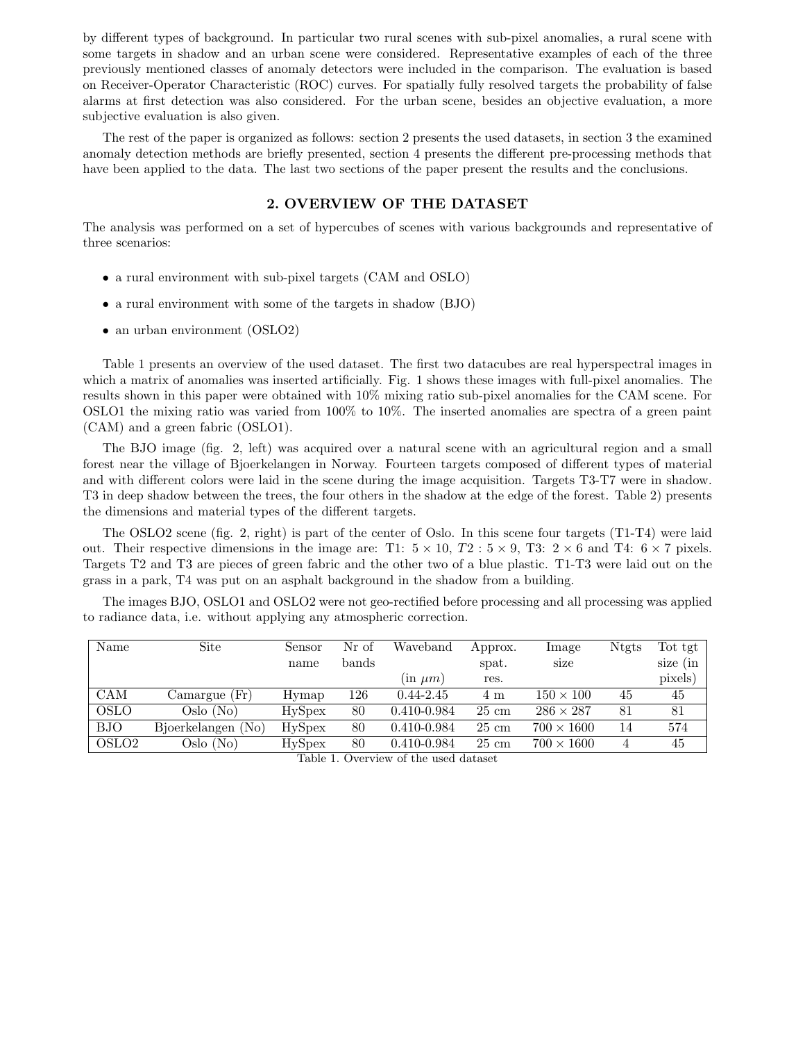by different types of background. In particular two rural scenes with sub-pixel anomalies, a rural scene with some targets in shadow and an urban scene were considered. Representative examples of each of the three previously mentioned classes of anomaly detectors were included in the comparison. The evaluation is based on Receiver-Operator Characteristic (ROC) curves. For spatially fully resolved targets the probability of false alarms at first detection was also considered. For the urban scene, besides an objective evaluation, a more subjective evaluation is also given.

The rest of the paper is organized as follows: section 2 presents the used datasets, in section 3 the examined anomaly detection methods are briefly presented, section 4 presents the different pre-processing methods that have been applied to the data. The last two sections of the paper present the results and the conclusions.

## 2. OVERVIEW OF THE DATASET

The analysis was performed on a set of hypercubes of scenes with various backgrounds and representative of three scenarios:

- a rural environment with sub-pixel targets (CAM and OSLO)
- a rural environment with some of the targets in shadow (BJO)
- an urban environment (OSLO2)

Table 1 presents an overview of the used dataset. The first two datacubes are real hyperspectral images in which a matrix of anomalies was inserted artificially. Fig. 1 shows these images with full-pixel anomalies. The results shown in this paper were obtained with 10% mixing ratio sub-pixel anomalies for the CAM scene. For OSLO1 the mixing ratio was varied from 100% to 10%. The inserted anomalies are spectra of a green paint (CAM) and a green fabric (OSLO1).

The BJO image (fig. 2, left) was acquired over a natural scene with an agricultural region and a small forest near the village of Bjoerkelangen in Norway. Fourteen targets composed of different types of material and with different colors were laid in the scene during the image acquisition. Targets T3-T7 were in shadow. T3 in deep shadow between the trees, the four others in the shadow at the edge of the forest. Table 2) presents the dimensions and material types of the different targets.

The OSLO2 scene (fig. 2, right) is part of the center of Oslo. In this scene four targets (T1-T4) were laid out. Their respective dimensions in the image are: T1: $5 \times 10$, $T2 : 5 \times 9$, T3: $2 \times 6$ and T4: $6 \times 7$ pixels. Targets T2 and T3 are pieces of green fabric and the other two of a blue plastic. T1-T3 were laid out on the grass in a park, T4 was put on an asphalt background in the shadow from a building.

The images BJO, OSLO1 and OSLO2 were not geo-rectified before processing and all processing was applied to radiance data, i.e. without applying any atmospheric correction.

| Name | Site | Sensor name | Nr of bands | Waveband (in $\mu m$) | Approx. spat. res. | Image size | Ntgts | Tot tgt size (in pixels) |
|---|---|---|---|---|---|---|---|---|
| CAM | Camargue (Fr) | Hymap | 126 | 0.44-2.45 | 4 m | $150 \times 100$ | 45 | 45 |
| OSLO | Oslo (No) | HySpex | 80 | 0.410-0.984 | 25 cm | $286 \times 287$ | 81 | 81 |
| BJO | Bjoerkelangen (No) | HySpex | 80 | 0.410-0.984 | 25 cm | $700 \times 1600$ | 14 | 574 |
| OSLO2 | Oslo (No) | HySpex | 80 | 0.410-0.984 | 25 cm | $700 \times 1600$ | 4 | 45 |

Table 1. Overview of the used dataset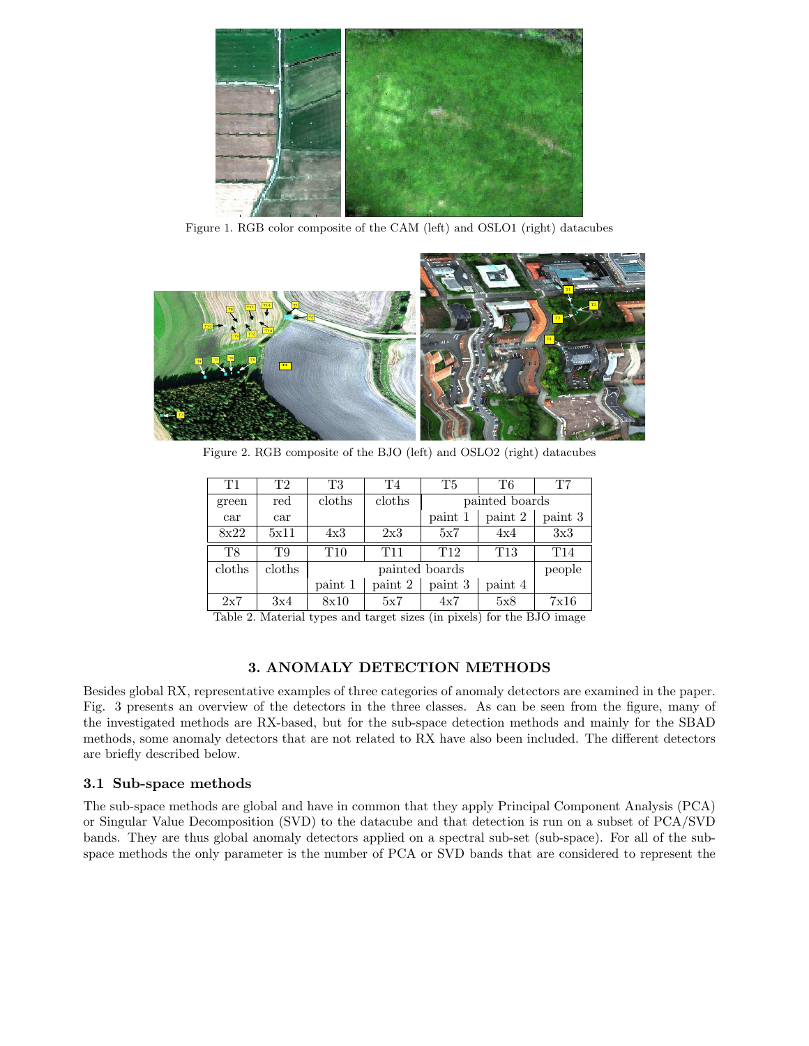Figure 1. RGB color composite of the CAM (left) and OSLO1 (right) datacubes

Figure 2. RGB composite of the BJO (left) and OSLO2 (right) datacubes

| T1 | T2 | T3 | T4 | T5 | T6 | T7 |
|---|---|---|---|---|---|---|
| green car | red car | cloths | cloths | painted boards | | |
| | | | | paint 1 | paint 2 | paint 3 |
| 8x22 | 5x11 | 4x3 | 2x3 | 5x7 | 4x4 | 3x3 |
| **T8** | **T9** | **T10** | **T11** | **T12** | **T13** | **T14** |
| cloths | cloths | painted boards | | | | people |
| | | paint 1 | paint 2 | paint 3 | paint 4 | |
| 2x7 | 3x4 | 8x10 | 5x7 | 4x7 | 5x8 | 7x16 |

Table 2. Material types and target sizes (in pixels) for the BJO image

## 3. ANOMALY DETECTION METHODS

Besides global RX, representative examples of three categories of anomaly detectors are examined in the paper. Fig. 3 presents an overview of the detectors in the three classes. As can be seen from the figure, many of the investigated methods are RX-based, but for the sub-space detection methods and mainly for the SBAD methods, some anomaly detectors that are not related to RX have also been included. The different detectors are briefly described below.

### 3.1 Sub-space methods

The sub-space methods are global and have in common that they apply Principal Component Analysis (PCA) or Singular Value Decomposition (SVD) to the datacube and that detection is run on a subset of PCA/SVD bands. They are thus global anomaly detectors applied on a spectral sub-set (sub-space). For all of the sub-space methods the only parameter is the number of PCA or SVD bands that are considered to represent the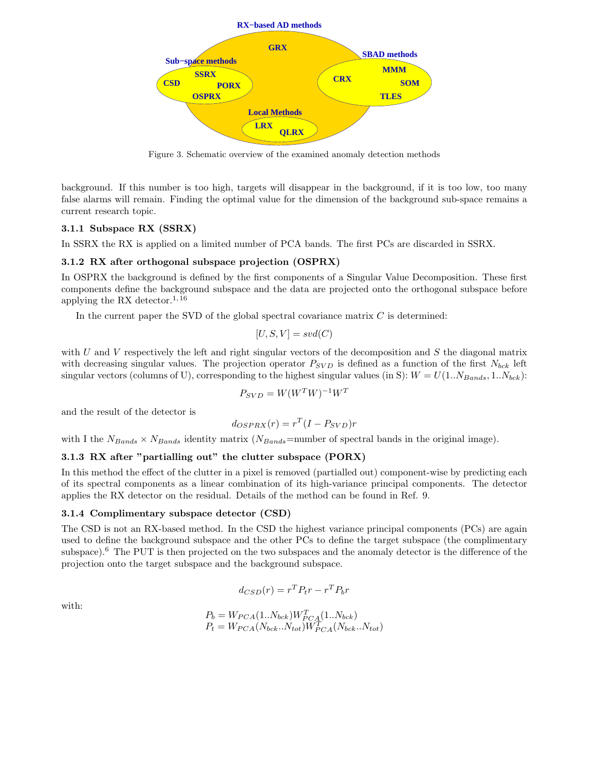Figure 3. Schematic overview of the examined anomaly detection methods

background. If this number is too high, targets will disappear in the background, if it is too low, too many false alarms will remain. Finding the optimal value for the dimension of the background sub-space remains a current research topic.

### 3.1.1 Subspace RX (SSRX)

In SSRX the RX is applied on a limited number of PCA bands. The first PCs are discarded in SSRX.

### 3.1.2 RX after orthogonal subspace projection (OSPRX)

In OSPRX the background is defined by the first components of a Singular Value Decomposition. These first components define the background subspace and the data are projected onto the orthogonal subspace before applying the RX detector.[1,16]

In the current paper the SVD of the global spectral covariance matrix $C$ is determined:

$$[U, S, V] = svd(C)$$

with $U$ and $V$ respectively the left and right singular vectors of the decomposition and $S$ the diagonal matrix with decreasing singular values. The projection operator $P_{SVD}$ is defined as a function of the first $N_{bck}$ left singular vectors (columns of U), corresponding to the highest singular values (in S): $W = U(1..N_{Bands}, 1..N_{bck})$:

$$P_{SVD} = W(W^T W)^{-1} W^T$$

and the result of the detector is

$$d_{OSPRX}(r) = r^T (I - P_{SVD}) r$$

with I the $N_{Bands} \times N_{Bands}$ identity matrix ($N_{Bands}$=number of spectral bands in the original image).

### 3.1.3 RX after "partialling out" the clutter subspace (PORX)

In this method the effect of the clutter in a pixel is removed (partialled out) component-wise by predicting each of its spectral components as a linear combination of its high-variance principal components. The detector applies the RX detector on the residual. Details of the method can be found in Ref. 9.

### 3.1.4 Complimentary subspace detector (CSD)

The CSD is not an RX-based method. In the CSD the highest variance principal components (PCs) are again used to define the background subspace and the other PCs to define the target subspace (the complimentary subspace).[6] The PUT is then projected on the two subspaces and the anomaly detector is the difference of the projection onto the target subspace and the background subspace.

$$d_{CSD}(r) = r^T P_t r - r^T P_b r$$

with:

$$P_b = W_{PCA}(1..N_{bck}) W_{PCA}^T(1..N_{bck})$$
$$P_t = W_{PCA}(N_{bck}..N_{tot}) W_{PCA}^T(N_{bck}..N_{tot})$$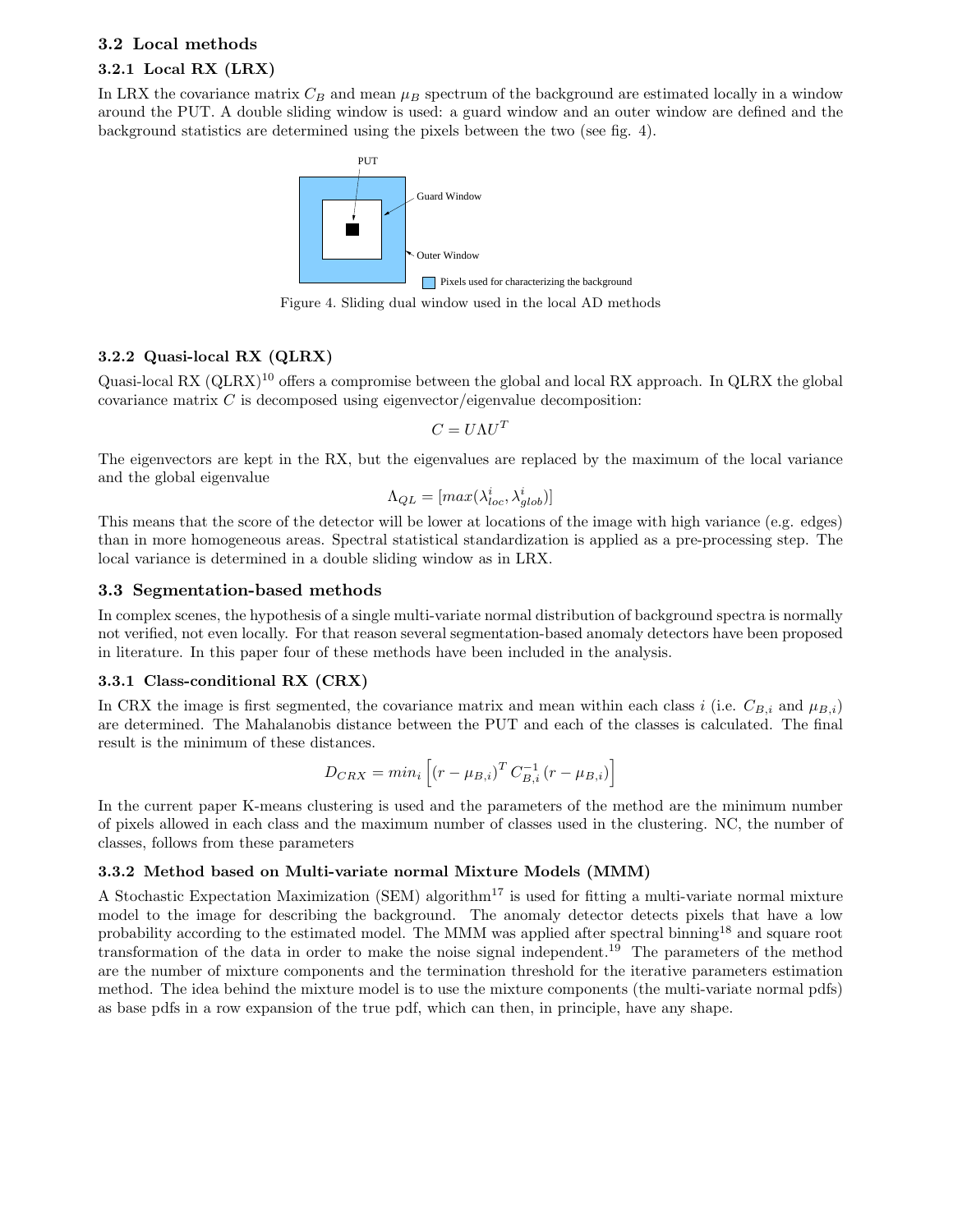### 3.2 Local methods

#### 3.2.1 Local RX (LRX)

In LRX the covariance matrix $C_B$ and mean $\mu_B$ spectrum of the background are estimated locally in a window around the PUT. A double sliding window is used: a guard window and an outer window are defined and the background statistics are determined using the pixels between the two (see fig. 4).

Figure 4. Sliding dual window used in the local AD methods

#### 3.2.2 Quasi-local RX (QLRX)

Quasi-local RX (QLRX)[10] offers a compromise between the global and local RX approach. In QLRX the global covariance matrix $C$ is decomposed using eigenvector/eigenvalue decomposition:

$$C = U \Lambda U^T$$

The eigenvectors are kept in the RX, but the eigenvalues are replaced by the maximum of the local variance and the global eigenvalue

$$\Lambda_{QL} = [max(\lambda^i_{loc}, \lambda^i_{glob})]$$

This means that the score of the detector will be lower at locations of the image with high variance (e.g. edges) than in more homogeneous areas. Spectral statistical standardization is applied as a pre-processing step. The local variance is determined in a double sliding window as in LRX.

### 3.3 Segmentation-based methods

In complex scenes, the hypothesis of a single multi-variate normal distribution of background spectra is normally not verified, not even locally. For that reason several segmentation-based anomaly detectors have been proposed in literature. In this paper four of these methods have been included in the analysis.

#### 3.3.1 Class-conditional RX (CRX)

In CRX the image is first segmented, the covariance matrix and mean within each class $i$ (i.e. $C_{B,i}$ and $\mu_{B,i}$) are determined. The Mahalanobis distance between the PUT and each of the classes is calculated. The final result is the minimum of these distances.

$$D_{CRX} = min_i \left[ (r - \mu_{B,i})^T \, C^{-1}_{B,i} \, (r - \mu_{B,i}) \right]$$

In the current paper K-means clustering is used and the parameters of the method are the minimum number of pixels allowed in each class and the maximum number of classes used in the clustering. NC, the number of classes, follows from these parameters

#### 3.3.2 Method based on Multi-variate normal Mixture Models (MMM)

A Stochastic Expectation Maximization (SEM) algorithm[17] is used for fitting a multi-variate normal mixture model to the image for describing the background. The anomaly detector detects pixels that have a low probability according to the estimated model. The MMM was applied after spectral binning[18] and square root transformation of the data in order to make the noise signal independent.[19] The parameters of the method are the number of mixture components and the termination threshold for the iterative parameters estimation method. The idea behind the mixture model is to use the mixture components (the multi-variate normal pdfs) as base pdfs in a row expansion of the true pdf, which can then, in principle, have any shape.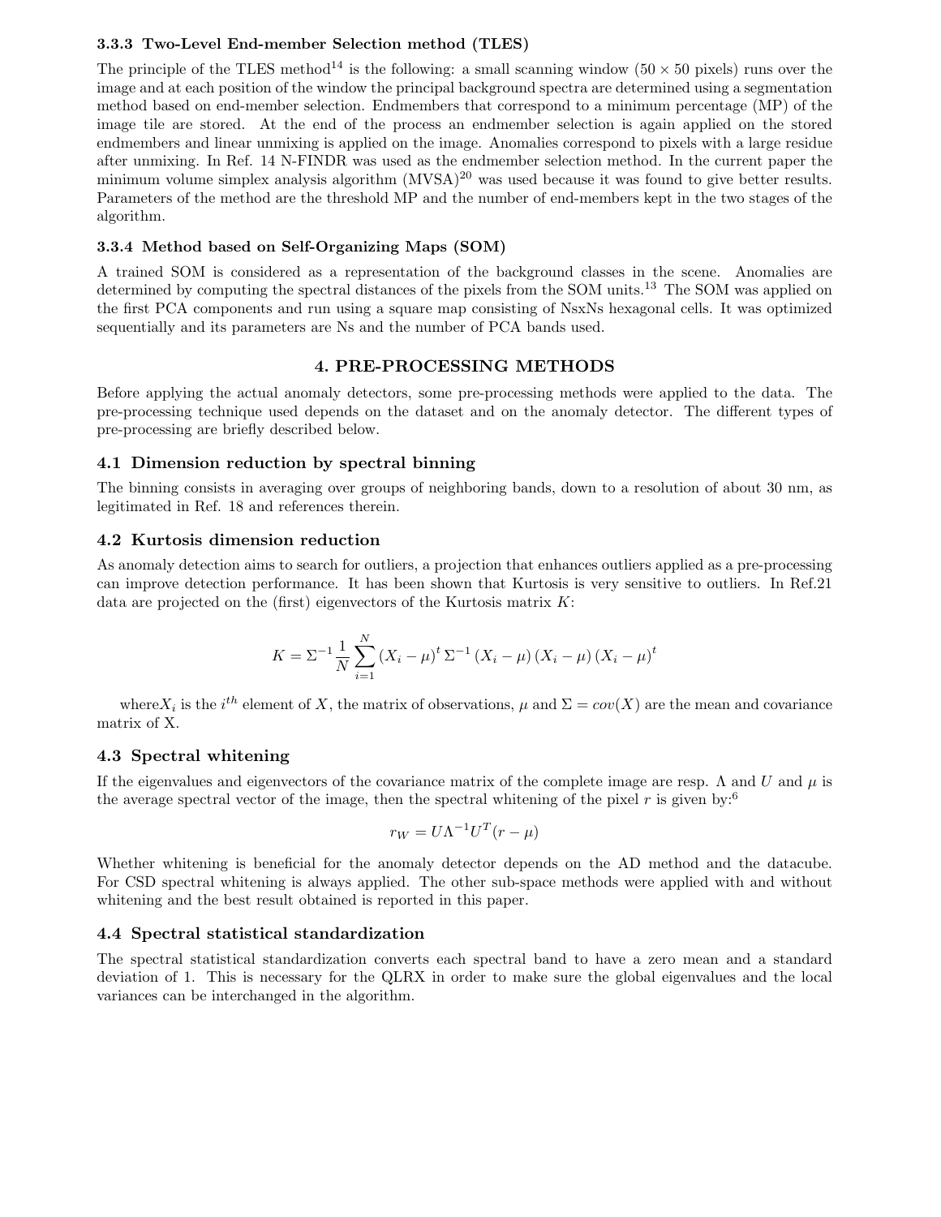#### 3.3.3 Two-Level End-member Selection method (TLES)

The principle of the TLES method[14] is the following: a small scanning window ($50 \times 50$ pixels) runs over the image and at each position of the window the principal background spectra are determined using a segmentation method based on end-member selection. Endmembers that correspond to a minimum percentage (MP) of the image tile are stored. At the end of the process an endmember selection is again applied on the stored endmembers and linear unmixing is applied on the image. Anomalies correspond to pixels with a large residue after unmixing. In Ref. 14 N-FINDR was used as the endmember selection method. In the current paper the minimum volume simplex analysis algorithm (MVSA)[20] was used because it was found to give better results. Parameters of the method are the threshold MP and the number of end-members kept in the two stages of the algorithm.

#### 3.3.4 Method based on Self-Organizing Maps (SOM)

A trained SOM is considered as a representation of the background classes in the scene. Anomalies are determined by computing the spectral distances of the pixels from the SOM units.[13] The SOM was applied on the first PCA components and run using a square map consisting of NsxNs hexagonal cells. It was optimized sequentially and its parameters are Ns and the number of PCA bands used.

## 4. PRE-PROCESSING METHODS

Before applying the actual anomaly detectors, some pre-processing methods were applied to the data. The pre-processing technique used depends on the dataset and on the anomaly detector. The different types of pre-processing are briefly described below.

### 4.1 Dimension reduction by spectral binning

The binning consists in averaging over groups of neighboring bands, down to a resolution of about 30 nm, as legitimated in Ref. 18 and references therein.

### 4.2 Kurtosis dimension reduction

As anomaly detection aims to search for outliers, a projection that enhances outliers applied as a pre-processing can improve detection performance. It has been shown that Kurtosis is very sensitive to outliers. In Ref.21 data are projected on the (first) eigenvectors of the Kurtosis matrix $K$:

$$K = \Sigma^{-1} \frac{1}{N} \sum_{i=1}^{N} (X_i - \mu)^t \, \Sigma^{-1} (X_i - \mu) (X_i - \mu) (X_i - \mu)^t$$

where $X_i$ is the $i^{th}$ element of $X$, the matrix of observations, $\mu$ and $\Sigma = cov(X)$ are the mean and covariance matrix of X.

### 4.3 Spectral whitening

If the eigenvalues and eigenvectors of the covariance matrix of the complete image are resp. $\Lambda$ and $U$ and $\mu$ is the average spectral vector of the image, then the spectral whitening of the pixel $r$ is given by:[6]

$$r_W = U \Lambda^{-1} U^T (r - \mu)$$

Whether whitening is beneficial for the anomaly detector depends on the AD method and the datacube. For CSD spectral whitening is always applied. The other sub-space methods were applied with and without whitening and the best result obtained is reported in this paper.

### 4.4 Spectral statistical standardization

The spectral statistical standardization converts each spectral band to have a zero mean and a standard deviation of 1. This is necessary for the QLRX in order to make sure the global eigenvalues and the local variances can be interchanged in the algorithm.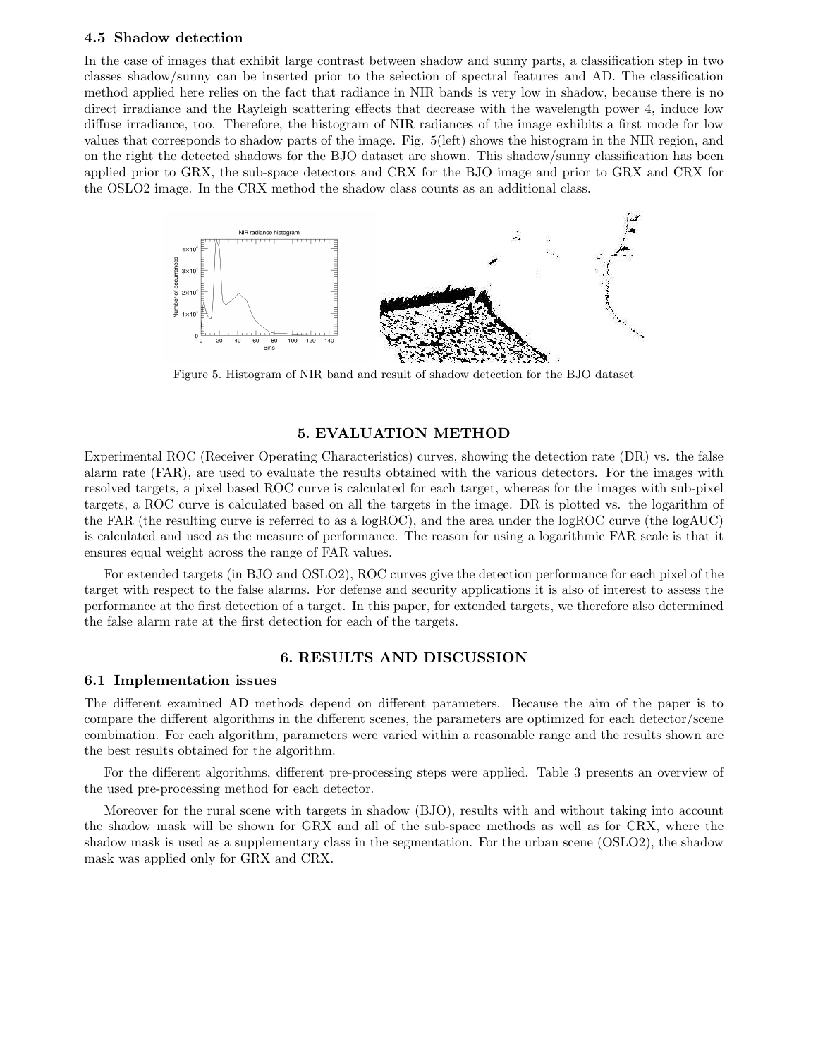### 4.5 Shadow detection

In the case of images that exhibit large contrast between shadow and sunny parts, a classification step in two classes shadow/sunny can be inserted prior to the selection of spectral features and AD. The classification method applied here relies on the fact that radiance in NIR bands is very low in shadow, because there is no direct irradiance and the Rayleigh scattering effects that decrease with the wavelength power 4, induce low diffuse irradiance, too. Therefore, the histogram of NIR radiances of the image exhibits a first mode for low values that corresponds to shadow parts of the image. Fig. 5(left) shows the histogram in the NIR region, and on the right the detected shadows for the BJO dataset are shown. This shadow/sunny classification has been applied prior to GRX, the sub-space detectors and CRX for the BJO image and prior to GRX and CRX for the OSLO2 image. In the CRX method the shadow class counts as an additional class.

Figure 5. Histogram of NIR band and result of shadow detection for the BJO dataset

## 5. EVALUATION METHOD

Experimental ROC (Receiver Operating Characteristics) curves, showing the detection rate (DR) vs. the false alarm rate (FAR), are used to evaluate the results obtained with the various detectors. For the images with resolved targets, a pixel based ROC curve is calculated for each target, whereas for the images with sub-pixel targets, a ROC curve is calculated based on all the targets in the image. DR is plotted vs. the logarithm of the FAR (the resulting curve is referred to as a logROC), and the area under the logROC curve (the logAUC) is calculated and used as the measure of performance. The reason for using a logarithmic FAR scale is that it ensures equal weight across the range of FAR values.

For extended targets (in BJO and OSLO2), ROC curves give the detection performance for each pixel of the target with respect to the false alarms. For defense and security applications it is also of interest to assess the performance at the first detection of a target. In this paper, for extended targets, we therefore also determined the false alarm rate at the first detection for each of the targets.

## 6. RESULTS AND DISCUSSION

### 6.1 Implementation issues

The different examined AD methods depend on different parameters. Because the aim of the paper is to compare the different algorithms in the different scenes, the parameters are optimized for each detector/scene combination. For each algorithm, parameters were varied within a reasonable range and the results shown are the best results obtained for the algorithm.

For the different algorithms, different pre-processing steps were applied. Table 3 presents an overview of the used pre-processing method for each detector.

Moreover for the rural scene with targets in shadow (BJO), results with and without taking into account the shadow mask will be shown for GRX and all of the sub-space methods as well as for CRX, where the shadow mask is used as a supplementary class in the segmentation. For the urban scene (OSLO2), the shadow mask was applied only for GRX and CRX.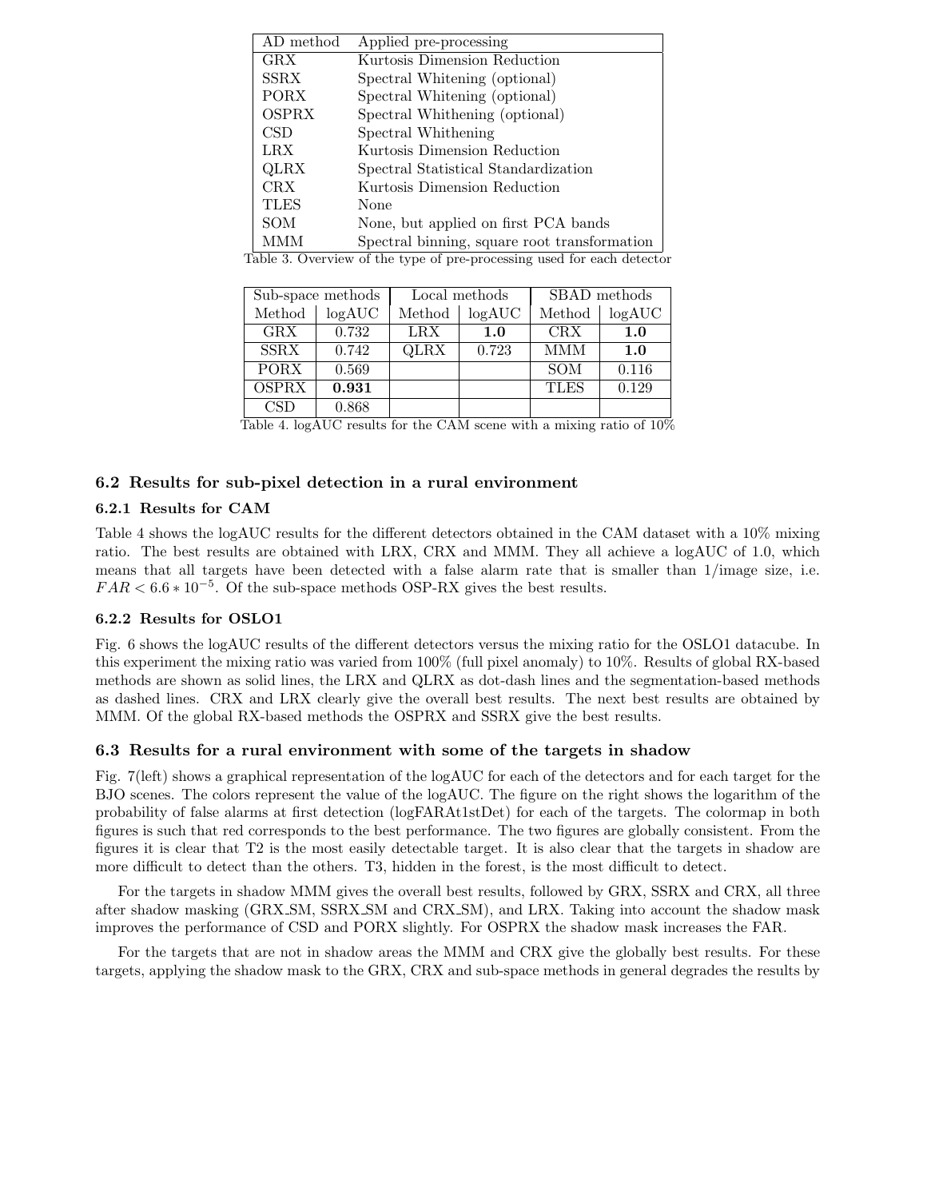| AD method | Applied pre-processing |
|---|---|
| GRX | Kurtosis Dimension Reduction |
| SSRX | Spectral Whitening (optional) |
| PORX | Spectral Whitening (optional) |
| OSPRX | Spectral Whithening (optional) |
| CSD | Spectral Whithening |
| LRX | Kurtosis Dimension Reduction |
| QLRX | Spectral Statistical Standardization |
| CRX | Kurtosis Dimension Reduction |
| TLES | None |
| SOM | None, but applied on first PCA bands |
| MMM | Spectral binning, square root transformation |

Table 3. Overview of the type of pre-processing used for each detector

| Sub-space methods | | Local methods | | SBAD methods | |
|---|---|---|---|---|---|
| Method | logAUC | Method | logAUC | Method | logAUC |
| GRX | 0.732 | LRX | **1.0** | CRX | **1.0** |
| SSRX | 0.742 | QLRX | 0.723 | MMM | **1.0** |
| PORX | 0.569 | | | SOM | 0.116 |
| OSPRX | **0.931** | | | TLES | 0.129 |
| CSD | 0.868 | | | | |

Table 4. logAUC results for the CAM scene with a mixing ratio of 10%

### 6.2 Results for sub-pixel detection in a rural environment

#### 6.2.1 Results for CAM

Table 4 shows the logAUC results for the different detectors obtained in the CAM dataset with a 10% mixing ratio. The best results are obtained with LRX, CRX and MMM. They all achieve a logAUC of 1.0, which means that all targets have been detected with a false alarm rate that is smaller than 1/image size, i.e. $FAR < 6.6 * 10^{-5}$. Of the sub-space methods OSP-RX gives the best results.

#### 6.2.2 Results for OSLO1

Fig. 6 shows the logAUC results of the different detectors versus the mixing ratio for the OSLO1 datacube. In this experiment the mixing ratio was varied from 100% (full pixel anomaly) to 10%. Results of global RX-based methods are shown as solid lines, the LRX and QLRX as dot-dash lines and the segmentation-based methods as dashed lines. CRX and LRX clearly give the overall best results. The next best results are obtained by MMM. Of the global RX-based methods the OSPRX and SSRX give the best results.

### 6.3 Results for a rural environment with some of the targets in shadow

Fig. 7(left) shows a graphical representation of the logAUC for each of the detectors and for each target for the BJO scenes. The colors represent the value of the logAUC. The figure on the right shows the logarithm of the probability of false alarms at first detection (logFARAt1stDet) for each of the targets. The colormap in both figures is such that red corresponds to the best performance. The two figures are globally consistent. From the figures it is clear that T2 is the most easily detectable target. It is also clear that the targets in shadow are more difficult to detect than the others. T3, hidden in the forest, is the most difficult to detect.

For the targets in shadow MMM gives the overall best results, followed by GRX, SSRX and CRX, all three after shadow masking (GRX_SM, SSRX_SM and CRX_SM), and LRX. Taking into account the shadow mask improves the performance of CSD and PORX slightly. For OSPRX the shadow mask increases the FAR.

For the targets that are not in shadow areas the MMM and CRX give the globally best results. For these targets, applying the shadow mask to the GRX, CRX and sub-space methods in general degrades the results by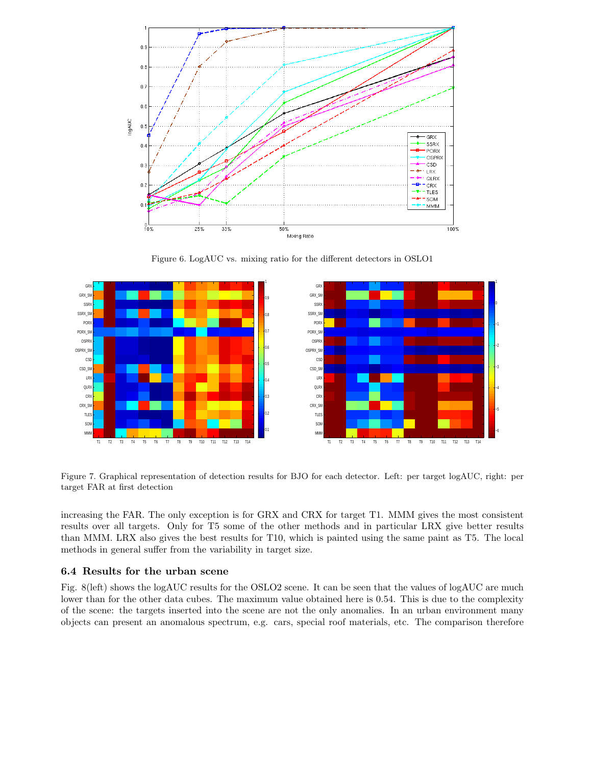Figure 6. LogAUC vs. mixing ratio for the different detectors in OSLO1

Figure 7. Graphical representation of detection results for BJO for each detector. Left: per target logAUC, right: per target FAR at first detection

increasing the FAR. The only exception is for GRX and CRX for target T1. MMM gives the most consistent results over all targets. Only for T5 some of the other methods and in particular LRX give better results than MMM. LRX also gives the best results for T10, which is painted using the same paint as T5. The local methods in general suffer from the variability in target size.

### 6.4 Results for the urban scene

Fig. 8(left) shows the logAUC results for the OSLO2 scene. It can be seen that the values of logAUC are much lower than for the other data cubes. The maximum value obtained here is 0.54. This is due to the complexity of the scene: the targets inserted into the scene are not the only anomalies. In an urban environment many objects can present an anomalous spectrum, e.g. cars, special roof materials, etc. The comparison therefore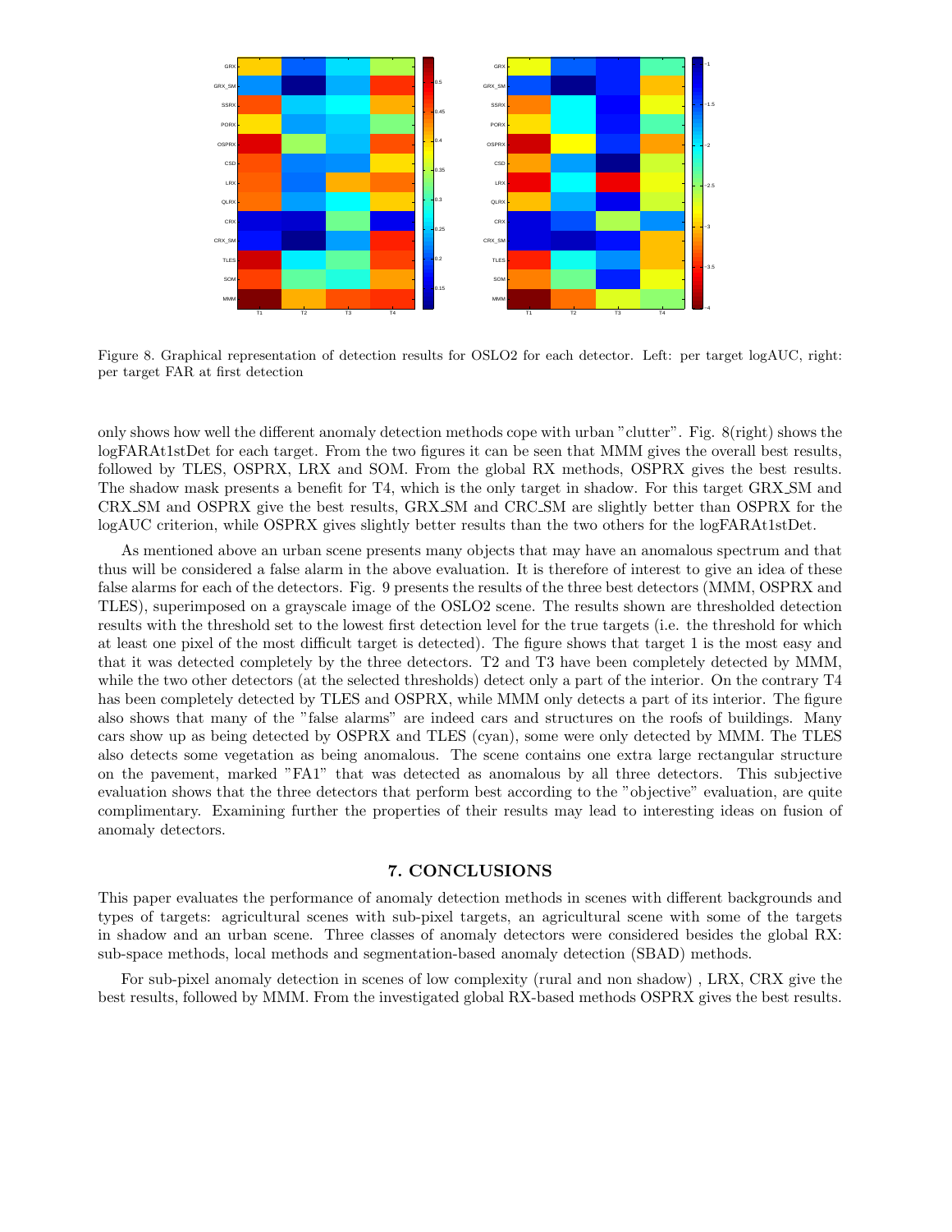Figure 8. Graphical representation of detection results for OSLO2 for each detector. Left: per target logAUC, right: per target FAR at first detection

only shows how well the different anomaly detection methods cope with urban "clutter". Fig. 8(right) shows the logFARAt1stDet for each target. From the two figures it can be seen that MMM gives the overall best results, followed by TLES, OSPRX, LRX and SOM. From the global RX methods, OSPRX gives the best results. The shadow mask presents a benefit for T4, which is the only target in shadow. For this target GRX_SM and CRX_SM and OSPRX give the best results, GRX_SM and CRC_SM are slightly better than OSPRX for the logAUC criterion, while OSPRX gives slightly better results than the two others for the logFARAt1stDet.

As mentioned above an urban scene presents many objects that may have an anomalous spectrum and that thus will be considered a false alarm in the above evaluation. It is therefore of interest to give an idea of these false alarms for each of the detectors. Fig. 9 presents the results of the three best detectors (MMM, OSPRX and TLES), superimposed on a grayscale image of the OSLO2 scene. The results shown are thresholded detection results with the threshold set to the lowest first detection level for the true targets (i.e. the threshold for which at least one pixel of the most difficult target is detected). The figure shows that target 1 is the most easy and that it was detected completely by the three detectors. T2 and T3 have been completely detected by MMM, while the two other detectors (at the selected thresholds) detect only a part of the interior. On the contrary T4 has been completely detected by TLES and OSPRX, while MMM only detects a part of its interior. The figure also shows that many of the "false alarms" are indeed cars and structures on the roofs of buildings. Many cars show up as being detected by OSPRX and TLES (cyan), some were only detected by MMM. The TLES also detects some vegetation as being anomalous. The scene contains one extra large rectangular structure on the pavement, marked "FA1" that was detected as anomalous by all three detectors. This subjective evaluation shows that the three detectors that perform best according to the "objective" evaluation, are quite complimentary. Examining further the properties of their results may lead to interesting ideas on fusion of anomaly detectors.

## 7. CONCLUSIONS

This paper evaluates the performance of anomaly detection methods in scenes with different backgrounds and types of targets: agricultural scenes with sub-pixel targets, an agricultural scene with some of the targets in shadow and an urban scene. Three classes of anomaly detectors were considered besides the global RX: sub-space methods, local methods and segmentation-based anomaly detection (SBAD) methods.

For sub-pixel anomaly detection in scenes of low complexity (rural and non shadow) , LRX, CRX give the best results, followed by MMM. From the investigated global RX-based methods OSPRX gives the best results.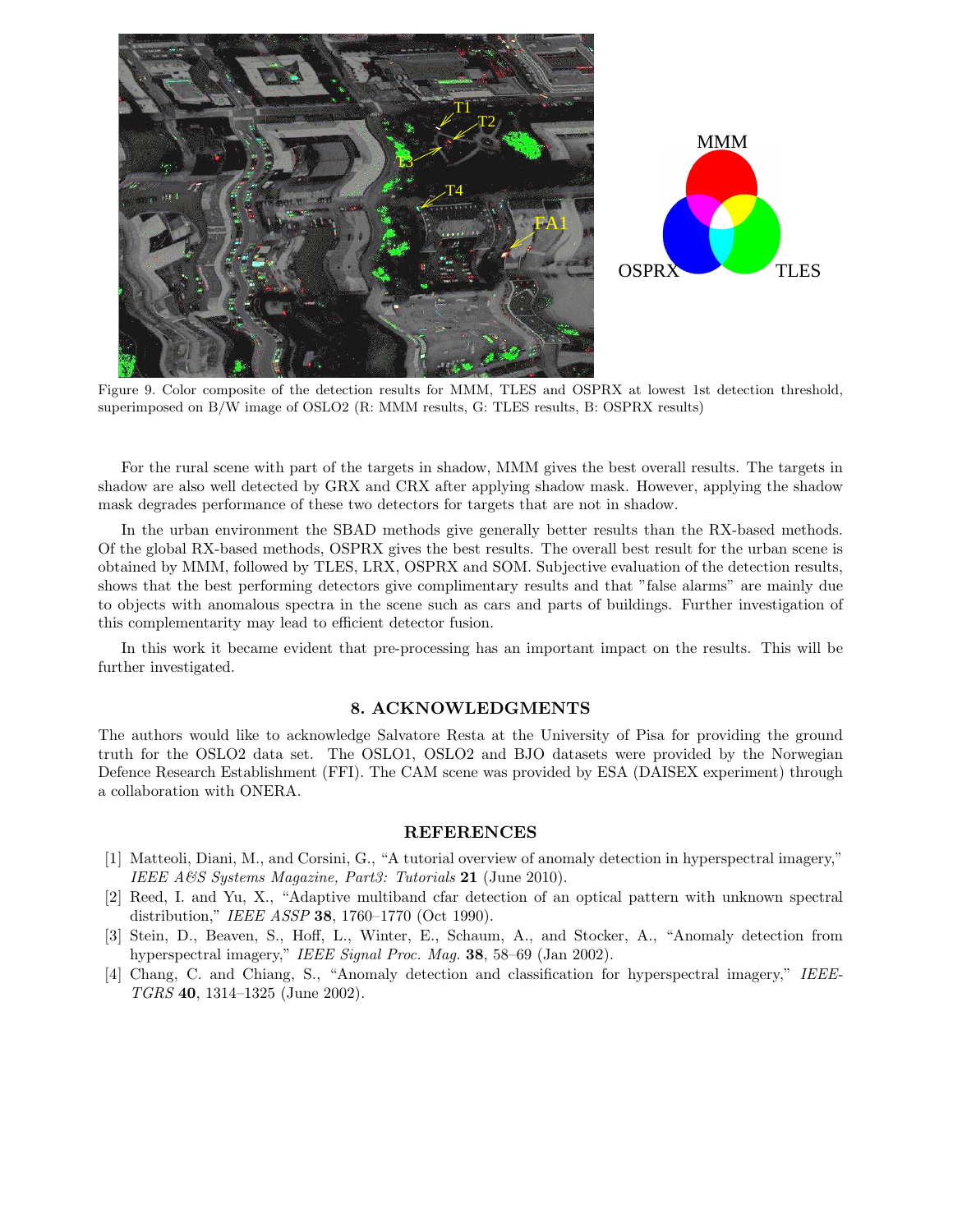Figure 9. Color composite of the detection results for MMM, TLES and OSPRX at lowest 1st detection threshold, superimposed on B/W image of OSLO2 (R: MMM results, G: TLES results, B: OSPRX results)

For the rural scene with part of the targets in shadow, MMM gives the best overall results. The targets in shadow are also well detected by GRX and CRX after applying shadow mask. However, applying the shadow mask degrades performance of these two detectors for targets that are not in shadow.

In the urban environment the SBAD methods give generally better results than the RX-based methods. Of the global RX-based methods, OSPRX gives the best results. The overall best result for the urban scene is obtained by MMM, followed by TLES, LRX, OSPRX and SOM. Subjective evaluation of the detection results, shows that the best performing detectors give complimentary results and that "false alarms" are mainly due to objects with anomalous spectra in the scene such as cars and parts of buildings. Further investigation of this complementarity may lead to efficient detector fusion.

In this work it became evident that pre-processing has an important impact on the results. This will be further investigated.

## 8. ACKNOWLEDGMENTS

The authors would like to acknowledge Salvatore Resta at the University of Pisa for providing the ground truth for the OSLO2 data set. The OSLO1, OSLO2 and BJO datasets were provided by the Norwegian Defence Research Establishment (FFI). The CAM scene was provided by ESA (DAISEX experiment) through a collaboration with ONERA.

## REFERENCES

[1] Matteoli, Diani, M., and Corsini, G., "A tutorial overview of anomaly detection in hyperspectral imagery," *IEEE A&S Systems Magazine, Part3: Tutorials* **21** (June 2010).

[2] Reed, I. and Yu, X., "Adaptive multiband cfar detection of an optical pattern with unknown spectral distribution," *IEEE ASSP* **38**, 1760–1770 (Oct 1990).

[3] Stein, D., Beaven, S., Hoff, L., Winter, E., Schaum, A., and Stocker, A., "Anomaly detection from hyperspectral imagery," *IEEE Signal Proc. Mag.* **38**, 58–69 (Jan 2002).

[4] Chang, C. and Chiang, S., "Anomaly detection and classification for hyperspectral imagery," *IEEE-TGRS* **40**, 1314–1325 (June 2002).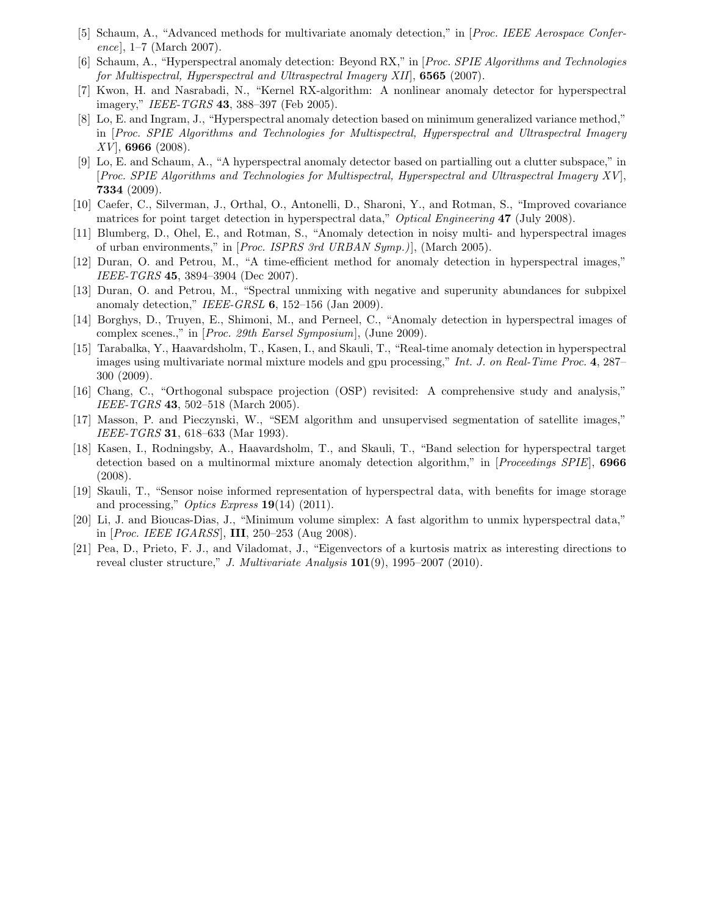[5] Schaum, A., "Advanced methods for multivariate anomaly detection," in [*Proc. IEEE Aerospace Conference*], 1–7 (March 2007).

[6] Schaum, A., "Hyperspectral anomaly detection: Beyond RX," in [*Proc. SPIE Algorithms and Technologies for Multispectral, Hyperspectral and Ultraspectral Imagery XII*], **6565** (2007).

[7] Kwon, H. and Nasrabadi, N., "Kernel RX-algorithm: A nonlinear anomaly detector for hyperspectral imagery," *IEEE-TGRS* **43**, 388–397 (Feb 2005).

[8] Lo, E. and Ingram, J., "Hyperspectral anomaly detection based on minimum generalized variance method," in [*Proc. SPIE Algorithms and Technologies for Multispectral, Hyperspectral and Ultraspectral Imagery XV*], **6966** (2008).

[9] Lo, E. and Schaum, A., "A hyperspectral anomaly detector based on partialling out a clutter subspace," in [*Proc. SPIE Algorithms and Technologies for Multispectral, Hyperspectral and Ultraspectral Imagery XV*], **7334** (2009).

[10] Caefer, C., Silverman, J., Orthal, O., Antonelli, D., Sharoni, Y., and Rotman, S., "Improved covariance matrices for point target detection in hyperspectral data," *Optical Engineering* **47** (July 2008).

[11] Blumberg, D., Ohel, E., and Rotman, S., "Anomaly detection in noisy multi- and hyperspectral images of urban environments," in [*Proc. ISPRS 3rd URBAN Symp.)*], (March 2005).

[12] Duran, O. and Petrou, M., "A time-efficient method for anomaly detection in hyperspectral images," *IEEE-TGRS* **45**, 3894–3904 (Dec 2007).

[13] Duran, O. and Petrou, M., "Spectral unmixing with negative and superunity abundances for subpixel anomaly detection," *IEEE-GRSL* **6**, 152–156 (Jan 2009).

[14] Borghys, D., Truyen, E., Shimoni, M., and Perneel, C., "Anomaly detection in hyperspectral images of complex scenes.," in [*Proc. 29th Earsel Symposium*], (June 2009).

[15] Tarabalka, Y., Haavardsholm, T., Kasen, I., and Skauli, T., "Real-time anomaly detection in hyperspectral images using multivariate normal mixture models and gpu processing," *Int. J. on Real-Time Proc.* **4**, 287–300 (2009).

[16] Chang, C., "Orthogonal subspace projection (OSP) revisited: A comprehensive study and analysis," *IEEE-TGRS* **43**, 502–518 (March 2005).

[17] Masson, P. and Pieczynski, W., "SEM algorithm and unsupervised segmentation of satellite images," *IEEE-TGRS* **31**, 618–633 (Mar 1993).

[18] Kasen, I., Rodningsby, A., Haavardsholm, T., and Skauli, T., "Band selection for hyperspectral target detection based on a multinormal mixture anomaly detection algorithm," in [*Proceedings SPIE*], **6966** (2008).

[19] Skauli, T., "Sensor noise informed representation of hyperspectral data, with benefits for image storage and processing," *Optics Express* **19**(14) (2011).

[20] Li, J. and Bioucas-Dias, J., "Minimum volume simplex: A fast algorithm to unmix hyperspectral data," in [*Proc. IEEE IGARSS*], **III**, 250–253 (Aug 2008).

[21] Pea, D., Prieto, F. J., and Viladomat, J., "Eigenvectors of a kurtosis matrix as interesting directions to reveal cluster structure," *J. Multivariate Analysis* **101**(9), 1995–2007 (2010).